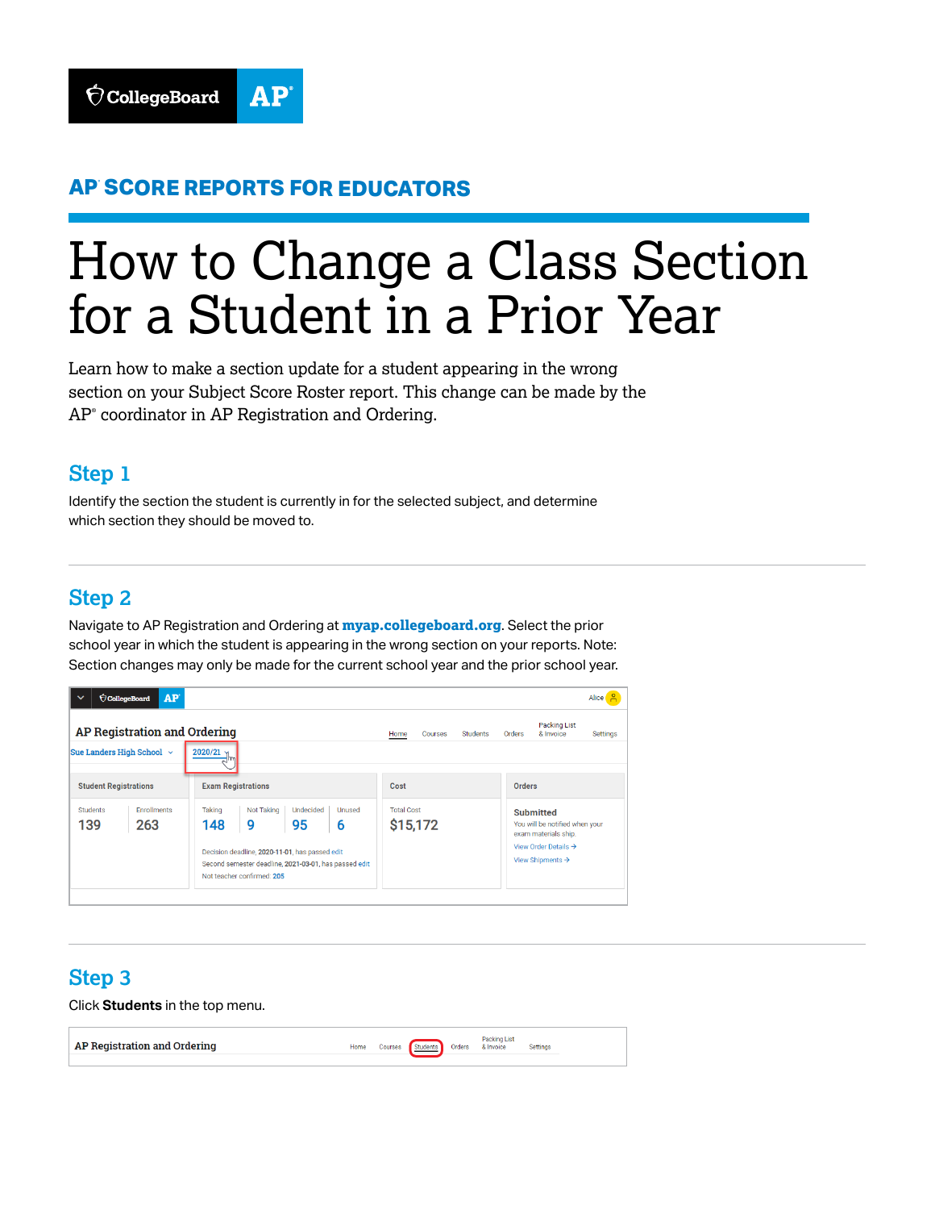AP® SCORE REPORTS FOR EDUCATORS

# How to Change a Class Section for a Student in a Prior Year

Learn how to make a section update for a student appearing in the wrong section on your Subject Score Roster report. This change can be made by the AP® coordinator in AP Registration and Ordering.

## Step 1

Identify the section the student is currently in for the selected subject, and determine which section they should be moved to.

## Step 2

Navigate to AP Registration and Ordering at **myap.collegeboard.org**. Select the prior school year in which the student is appearing in the wrong section on your reports. Note: Section changes may only be made for the current school year and the prior school year.

## Step 3

Click **Students** in the top menu.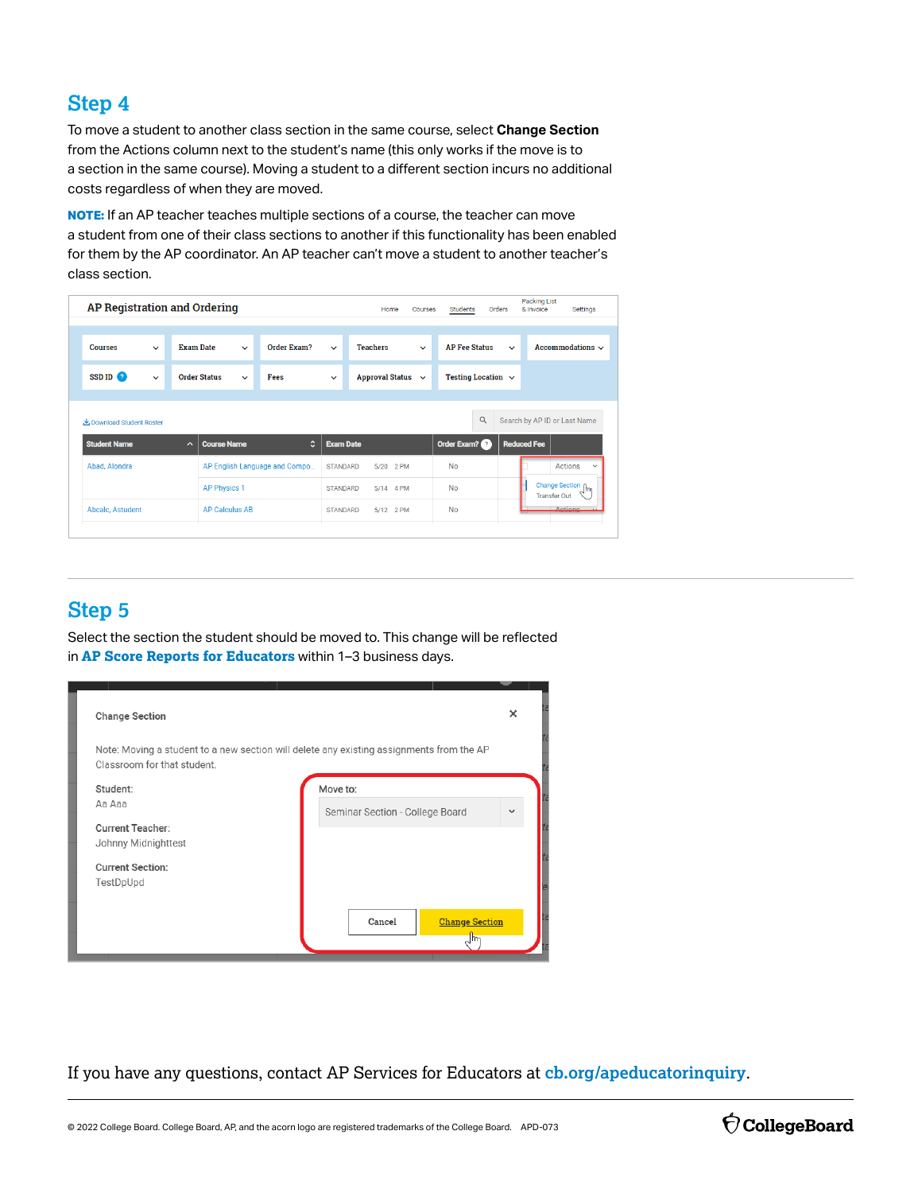## Step 4

To move a student to another class section in the same course, select **Change Section** from the Actions column next to the student's name (this only works if the move is to a section in the same course). Moving a student to a different section incurs no additional costs regardless of when they are moved.

**NOTE:** If an AP teacher teaches multiple sections of a course, the teacher can move a student from one of their class sections to another if this functionality has been enabled for them by the AP coordinator. An AP teacher can't move a student to another teacher's class section.

## Step 5

Select the section the student should be moved to. This change will be reflected in **AP Score Reports for Educators** within 1–3 business days.

If you have any questions, contact AP Services for Educators at cb.org/apeducatorinquiry.

© 2022 College Board. College Board, AP, and the acorn logo are registered trademarks of the College Board. APD-073